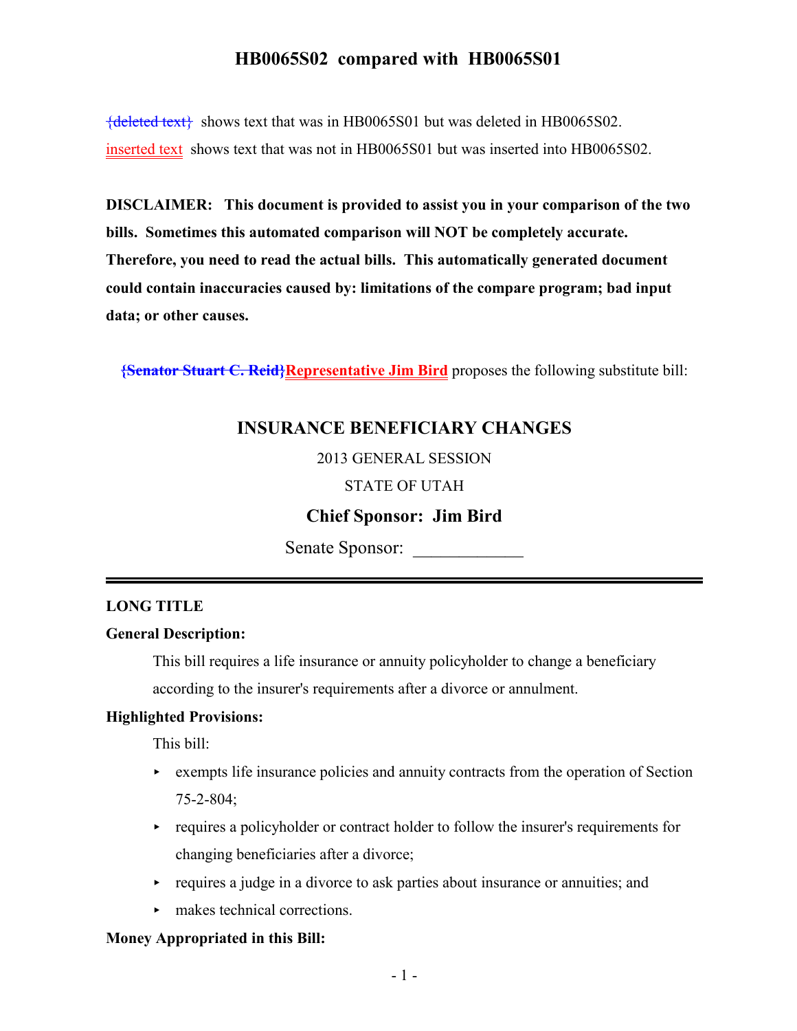# HB0065S02 compared with HB0065S01

~~{deleted text}~~ shows text that was in HB0065S01 but was deleted in HB0065S02.

inserted text shows text that was not in HB0065S01 but was inserted into HB0065S02.

**DISCLAIMER: This document is provided to assist you in your comparison of the two bills. Sometimes this automated comparison will NOT be completely accurate. Therefore, you need to read the actual bills. This automatically generated document could contain inaccuracies caused by: limitations of the compare program; bad input data; or other causes.**

~~**{Senator Stuart C. Reid}**~~**Representative Jim Bird** proposes the following substitute bill:

## INSURANCE BENEFICIARY CHANGES

2013 GENERAL SESSION

STATE OF UTAH

**Chief Sponsor: Jim Bird**

Senate Sponsor: ____________

---

**LONG TITLE**

**General Description:**

This bill requires a life insurance or annuity policyholder to change a beneficiary according to the insurer's requirements after a divorce or annulment.

**Highlighted Provisions:**

This bill:

- exempts life insurance policies and annuity contracts from the operation of Section 75-2-804;
- requires a policyholder or contract holder to follow the insurer's requirements for changing beneficiaries after a divorce;
- requires a judge in a divorce to ask parties about insurance or annuities; and
- makes technical corrections.

**Money Appropriated in this Bill:**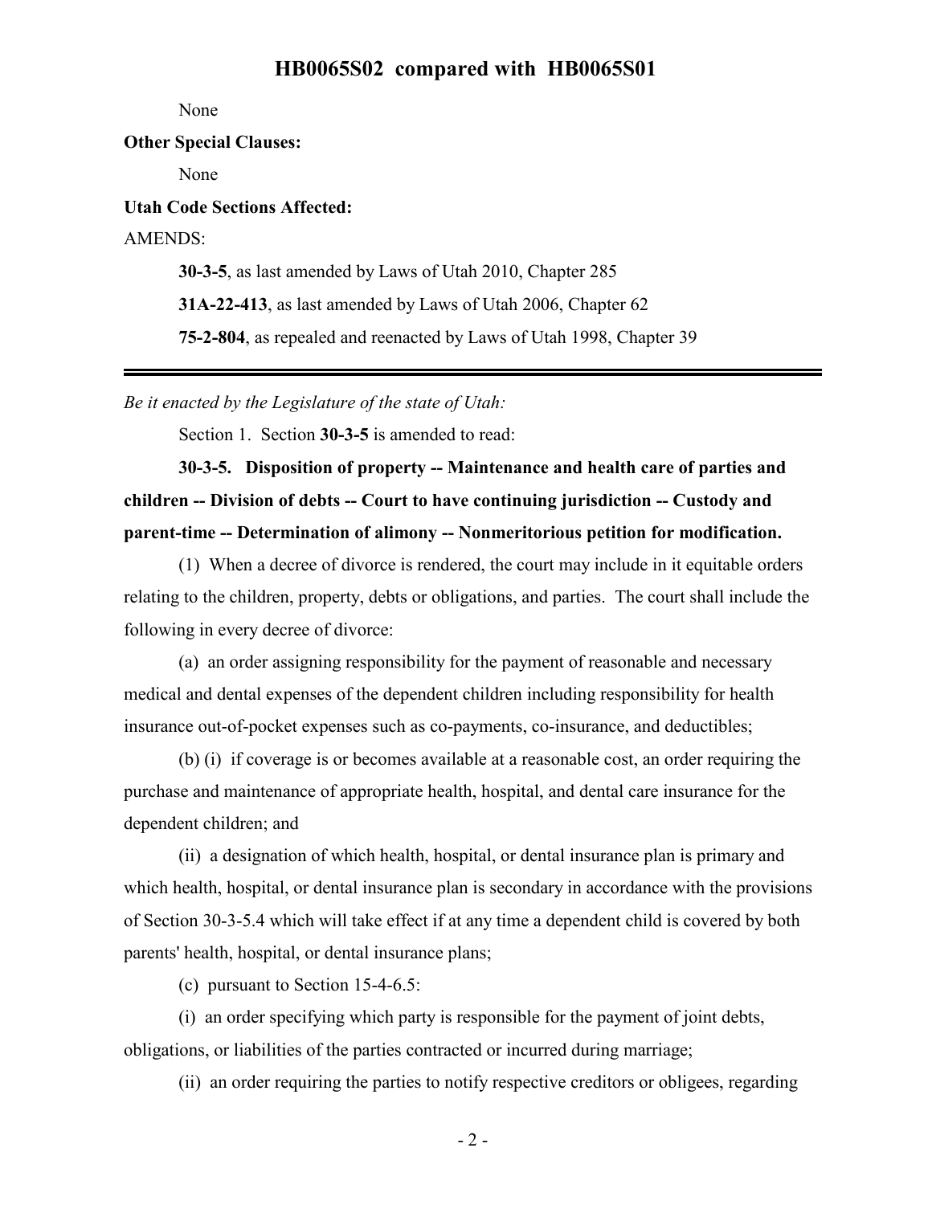None

**Other Special Clauses:**

None

**Utah Code Sections Affected:**

AMENDS:

**30-3-5**, as last amended by Laws of Utah 2010, Chapter 285

**31A-22-413**, as last amended by Laws of Utah 2006, Chapter 62

**75-2-804**, as repealed and reenacted by Laws of Utah 1998, Chapter 39

---

*Be it enacted by the Legislature of the state of Utah:*

Section 1. Section **30-3-5** is amended to read:

**30-3-5. Disposition of property -- Maintenance and health care of parties and children -- Division of debts -- Court to have continuing jurisdiction -- Custody and parent-time -- Determination of alimony -- Nonmeritorious petition for modification.**

(1) When a decree of divorce is rendered, the court may include in it equitable orders relating to the children, property, debts or obligations, and parties. The court shall include the following in every decree of divorce:

(a) an order assigning responsibility for the payment of reasonable and necessary medical and dental expenses of the dependent children including responsibility for health insurance out-of-pocket expenses such as co-payments, co-insurance, and deductibles;

(b) (i) if coverage is or becomes available at a reasonable cost, an order requiring the purchase and maintenance of appropriate health, hospital, and dental care insurance for the dependent children; and

(ii) a designation of which health, hospital, or dental insurance plan is primary and which health, hospital, or dental insurance plan is secondary in accordance with the provisions of Section 30-3-5.4 which will take effect if at any time a dependent child is covered by both parents' health, hospital, or dental insurance plans;

(c) pursuant to Section 15-4-6.5:

(i) an order specifying which party is responsible for the payment of joint debts, obligations, or liabilities of the parties contracted or incurred during marriage;

(ii) an order requiring the parties to notify respective creditors or obligees, regarding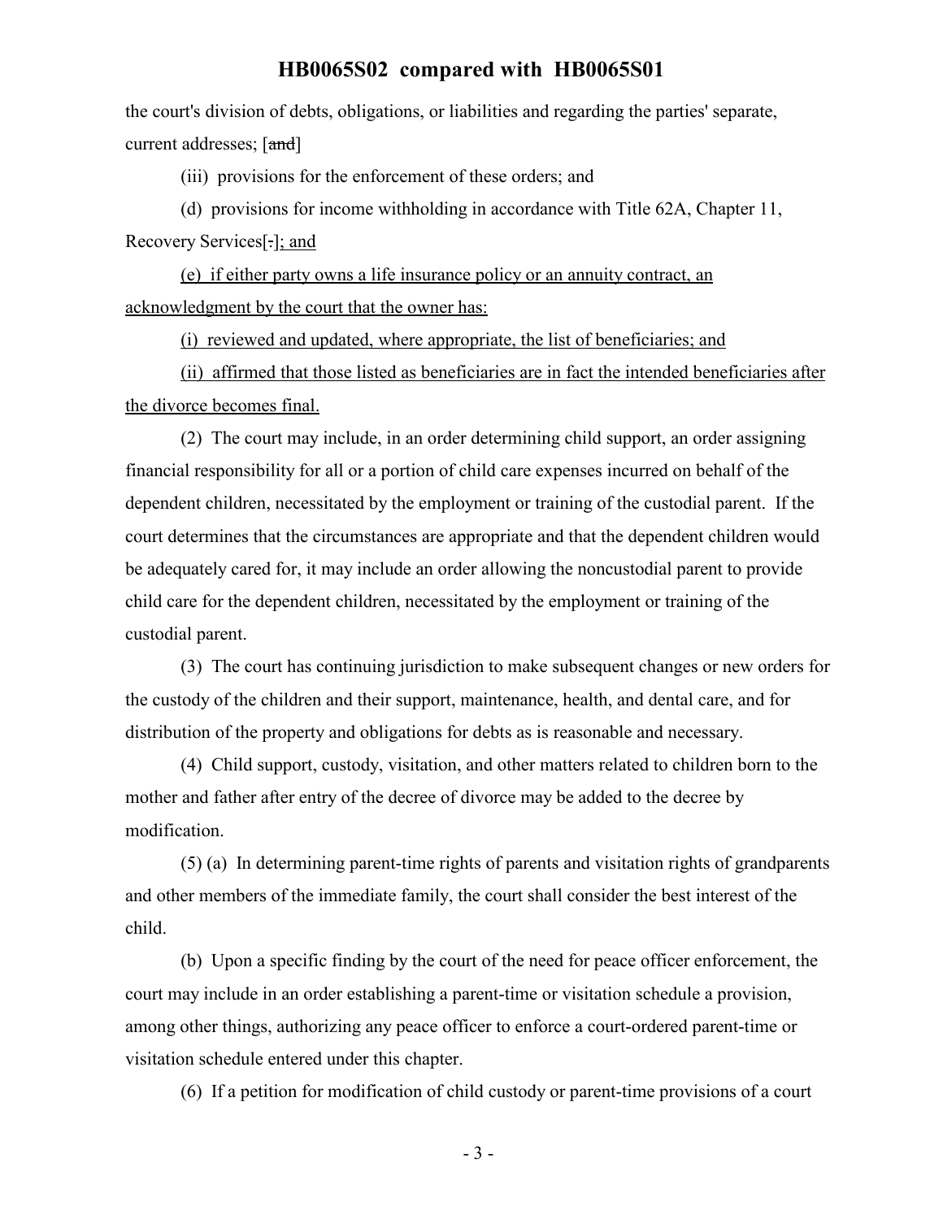the court's division of debts, obligations, or liabilities and regarding the parties' separate, current addresses; [~~and~~]

(iii) provisions for the enforcement of these orders; and

(d) provisions for income withholding in accordance with Title 62A, Chapter 11, Recovery Services[~~.~~]<u>; and</u>

<u>(e) if either party owns a life insurance policy or an annuity contract, an acknowledgment by the court that the owner has:</u>

<u>(i) reviewed and updated, where appropriate, the list of beneficiaries; and</u>

<u>(ii) affirmed that those listed as beneficiaries are in fact the intended beneficiaries after the divorce becomes final.</u>

(2) The court may include, in an order determining child support, an order assigning financial responsibility for all or a portion of child care expenses incurred on behalf of the dependent children, necessitated by the employment or training of the custodial parent. If the court determines that the circumstances are appropriate and that the dependent children would be adequately cared for, it may include an order allowing the noncustodial parent to provide child care for the dependent children, necessitated by the employment or training of the custodial parent.

(3) The court has continuing jurisdiction to make subsequent changes or new orders for the custody of the children and their support, maintenance, health, and dental care, and for distribution of the property and obligations for debts as is reasonable and necessary.

(4) Child support, custody, visitation, and other matters related to children born to the mother and father after entry of the decree of divorce may be added to the decree by modification.

(5) (a) In determining parent-time rights of parents and visitation rights of grandparents and other members of the immediate family, the court shall consider the best interest of the child.

(b) Upon a specific finding by the court of the need for peace officer enforcement, the court may include in an order establishing a parent-time or visitation schedule a provision, among other things, authorizing any peace officer to enforce a court-ordered parent-time or visitation schedule entered under this chapter.

(6) If a petition for modification of child custody or parent-time provisions of a court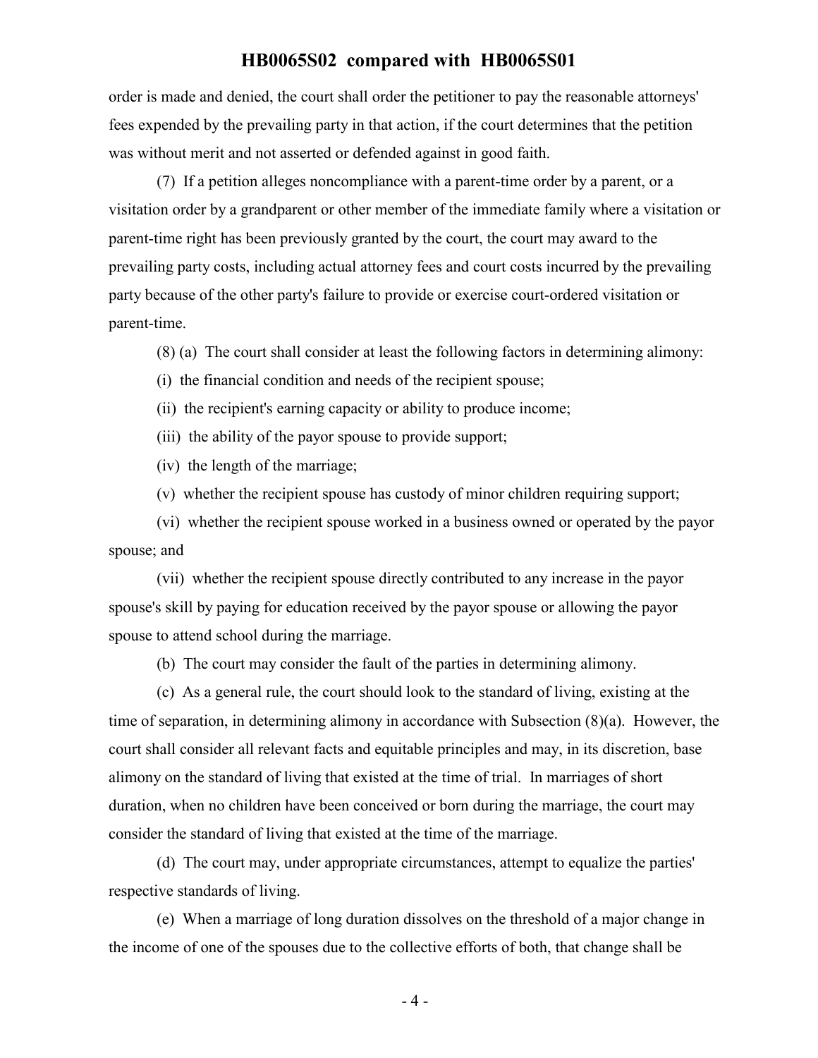order is made and denied, the court shall order the petitioner to pay the reasonable attorneys' fees expended by the prevailing party in that action, if the court determines that the petition was without merit and not asserted or defended against in good faith.

(7) If a petition alleges noncompliance with a parent-time order by a parent, or a visitation order by a grandparent or other member of the immediate family where a visitation or parent-time right has been previously granted by the court, the court may award to the prevailing party costs, including actual attorney fees and court costs incurred by the prevailing party because of the other party's failure to provide or exercise court-ordered visitation or parent-time.

(8) (a) The court shall consider at least the following factors in determining alimony:

(i) the financial condition and needs of the recipient spouse;

(ii) the recipient's earning capacity or ability to produce income;

(iii) the ability of the payor spouse to provide support;

(iv) the length of the marriage;

(v) whether the recipient spouse has custody of minor children requiring support;

(vi) whether the recipient spouse worked in a business owned or operated by the payor spouse; and

(vii) whether the recipient spouse directly contributed to any increase in the payor spouse's skill by paying for education received by the payor spouse or allowing the payor spouse to attend school during the marriage.

(b) The court may consider the fault of the parties in determining alimony.

(c) As a general rule, the court should look to the standard of living, existing at the time of separation, in determining alimony in accordance with Subsection (8)(a). However, the court shall consider all relevant facts and equitable principles and may, in its discretion, base alimony on the standard of living that existed at the time of trial. In marriages of short duration, when no children have been conceived or born during the marriage, the court may consider the standard of living that existed at the time of the marriage.

(d) The court may, under appropriate circumstances, attempt to equalize the parties' respective standards of living.

(e) When a marriage of long duration dissolves on the threshold of a major change in the income of one of the spouses due to the collective efforts of both, that change shall be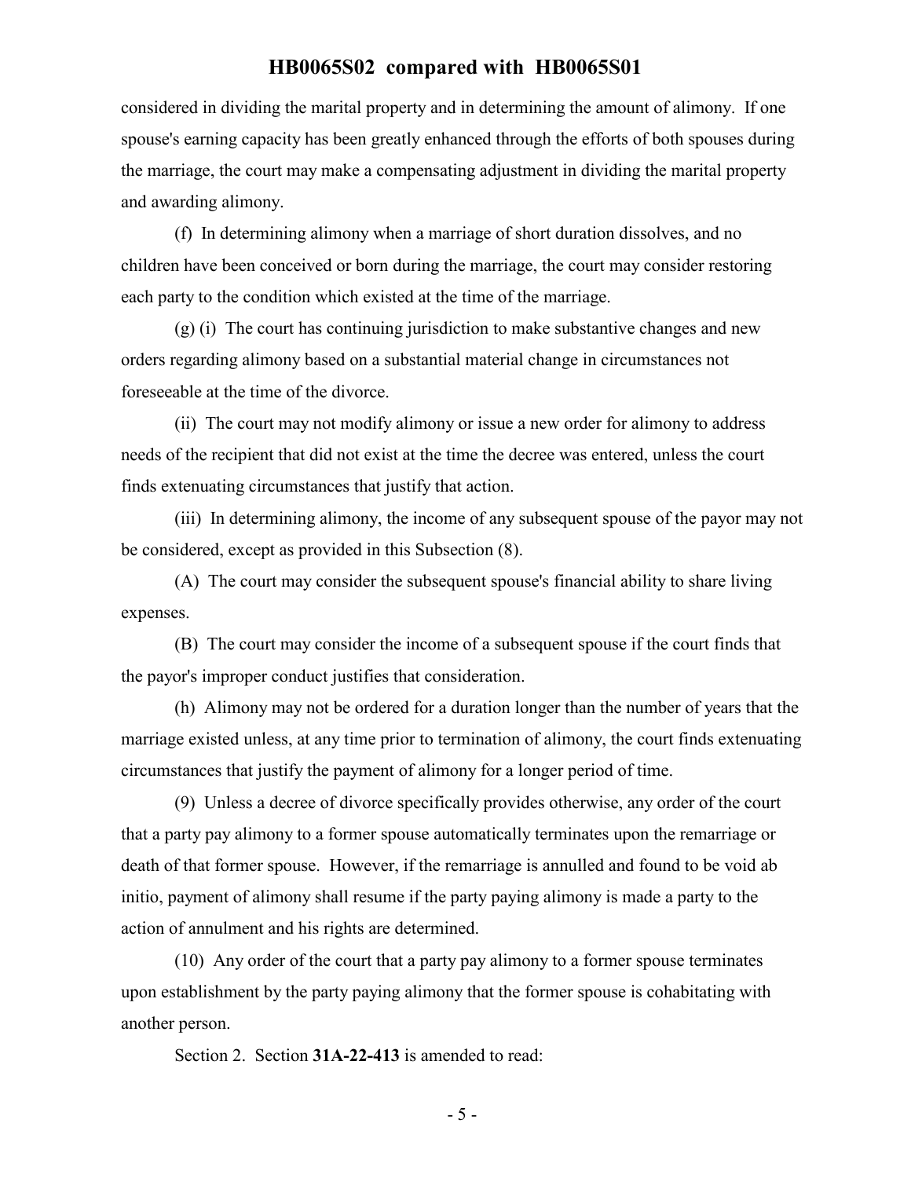considered in dividing the marital property and in determining the amount of alimony. If one spouse's earning capacity has been greatly enhanced through the efforts of both spouses during the marriage, the court may make a compensating adjustment in dividing the marital property and awarding alimony.

(f) In determining alimony when a marriage of short duration dissolves, and no children have been conceived or born during the marriage, the court may consider restoring each party to the condition which existed at the time of the marriage.

(g) (i) The court has continuing jurisdiction to make substantive changes and new orders regarding alimony based on a substantial material change in circumstances not foreseeable at the time of the divorce.

(ii) The court may not modify alimony or issue a new order for alimony to address needs of the recipient that did not exist at the time the decree was entered, unless the court finds extenuating circumstances that justify that action.

(iii) In determining alimony, the income of any subsequent spouse of the payor may not be considered, except as provided in this Subsection (8).

(A) The court may consider the subsequent spouse's financial ability to share living expenses.

(B) The court may consider the income of a subsequent spouse if the court finds that the payor's improper conduct justifies that consideration.

(h) Alimony may not be ordered for a duration longer than the number of years that the marriage existed unless, at any time prior to termination of alimony, the court finds extenuating circumstances that justify the payment of alimony for a longer period of time.

(9) Unless a decree of divorce specifically provides otherwise, any order of the court that a party pay alimony to a former spouse automatically terminates upon the remarriage or death of that former spouse. However, if the remarriage is annulled and found to be void ab initio, payment of alimony shall resume if the party paying alimony is made a party to the action of annulment and his rights are determined.

(10) Any order of the court that a party pay alimony to a former spouse terminates upon establishment by the party paying alimony that the former spouse is cohabitating with another person.

Section 2. Section **31A-22-413** is amended to read: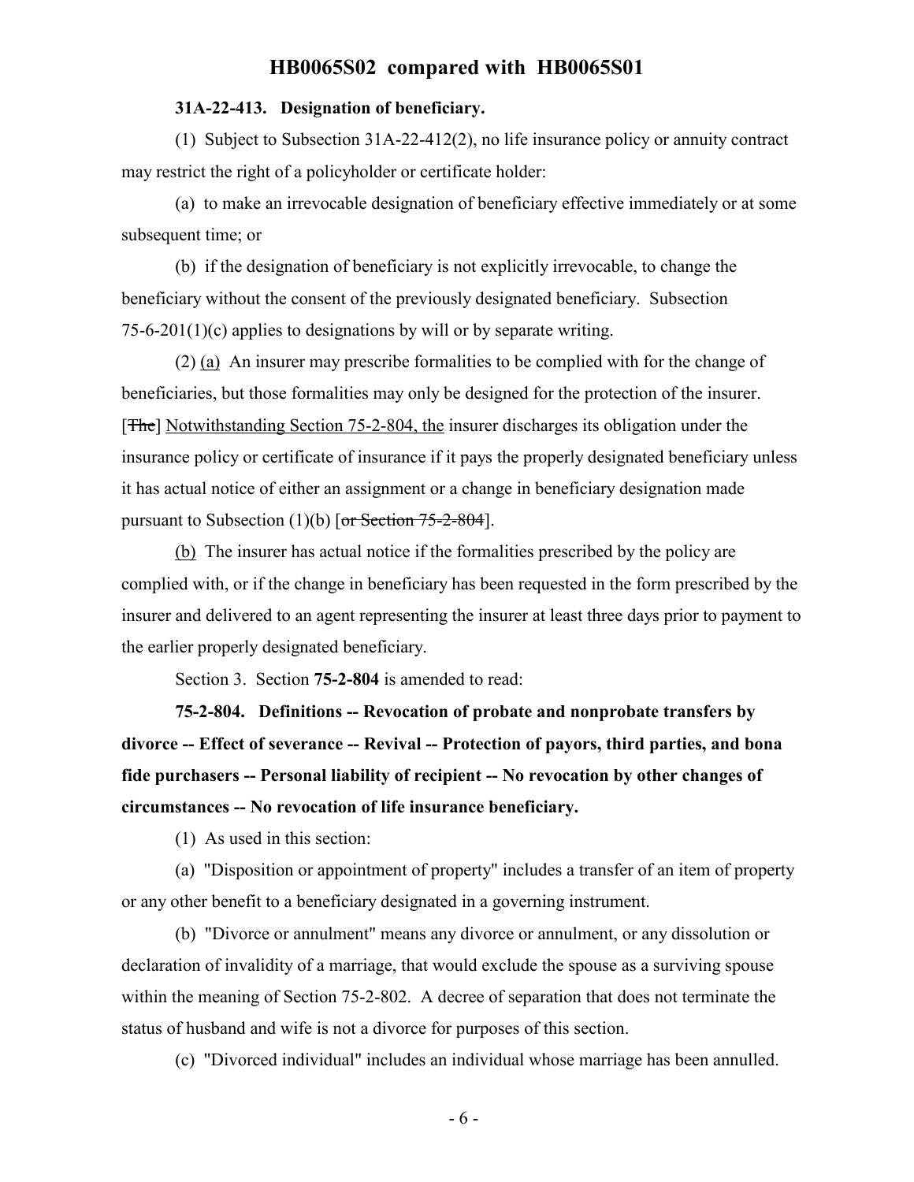**31A-22-413. Designation of beneficiary.**

(1) Subject to Subsection 31A-22-412(2), no life insurance policy or annuity contract may restrict the right of a policyholder or certificate holder:

(a) to make an irrevocable designation of beneficiary effective immediately or at some subsequent time; or

(b) if the designation of beneficiary is not explicitly irrevocable, to change the beneficiary without the consent of the previously designated beneficiary. Subsection 75-6-201(1)(c) applies to designations by will or by separate writing.

(2) <u>(a)</u> An insurer may prescribe formalities to be complied with for the change of beneficiaries, but those formalities may only be designed for the protection of the insurer. [~~The~~] <u>Notwithstanding Section 75-2-804, the</u> insurer discharges its obligation under the insurance policy or certificate of insurance if it pays the properly designated beneficiary unless it has actual notice of either an assignment or a change in beneficiary designation made pursuant to Subsection (1)(b) [~~or Section 75-2-804~~].

<u>(b)</u> The insurer has actual notice if the formalities prescribed by the policy are complied with, or if the change in beneficiary has been requested in the form prescribed by the insurer and delivered to an agent representing the insurer at least three days prior to payment to the earlier properly designated beneficiary.

Section 3. Section **75-2-804** is amended to read:

**75-2-804. Definitions -- Revocation of probate and nonprobate transfers by divorce -- Effect of severance -- Revival -- Protection of payors, third parties, and bona fide purchasers -- Personal liability of recipient -- No revocation by other changes of circumstances -- No revocation of life insurance beneficiary.**

(1) As used in this section:

(a) "Disposition or appointment of property" includes a transfer of an item of property or any other benefit to a beneficiary designated in a governing instrument.

(b) "Divorce or annulment" means any divorce or annulment, or any dissolution or declaration of invalidity of a marriage, that would exclude the spouse as a surviving spouse within the meaning of Section 75-2-802. A decree of separation that does not terminate the status of husband and wife is not a divorce for purposes of this section.

(c) "Divorced individual" includes an individual whose marriage has been annulled.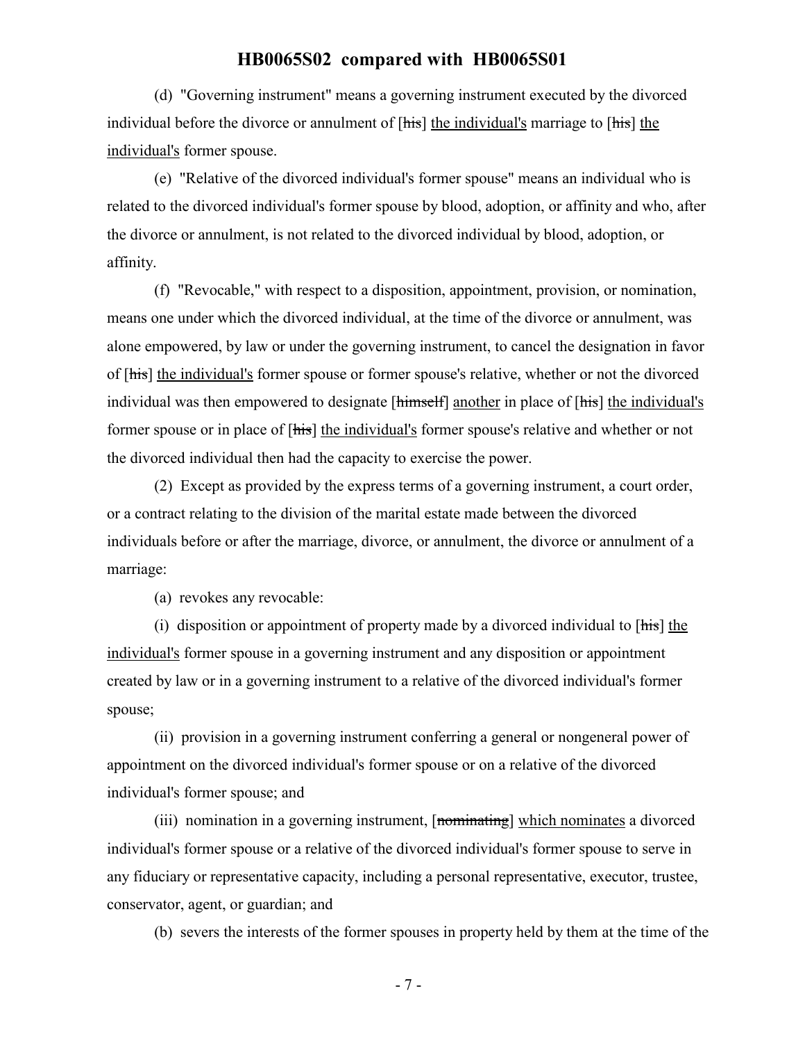(d) "Governing instrument" means a governing instrument executed by the divorced individual before the divorce or annulment of [~~his~~] <u>the individual's</u> marriage to [~~his~~] <u>the individual's</u> former spouse.

(e) "Relative of the divorced individual's former spouse" means an individual who is related to the divorced individual's former spouse by blood, adoption, or affinity and who, after the divorce or annulment, is not related to the divorced individual by blood, adoption, or affinity.

(f) "Revocable," with respect to a disposition, appointment, provision, or nomination, means one under which the divorced individual, at the time of the divorce or annulment, was alone empowered, by law or under the governing instrument, to cancel the designation in favor of [~~his~~] <u>the individual's</u> former spouse or former spouse's relative, whether or not the divorced individual was then empowered to designate [~~himself~~] <u>another</u> in place of [~~his~~] <u>the individual's</u> former spouse or in place of [~~his~~] <u>the individual's</u> former spouse's relative and whether or not the divorced individual then had the capacity to exercise the power.

(2) Except as provided by the express terms of a governing instrument, a court order, or a contract relating to the division of the marital estate made between the divorced individuals before or after the marriage, divorce, or annulment, the divorce or annulment of a marriage:

(a) revokes any revocable:

(i) disposition or appointment of property made by a divorced individual to [~~his~~] <u>the individual's</u> former spouse in a governing instrument and any disposition or appointment created by law or in a governing instrument to a relative of the divorced individual's former spouse;

(ii) provision in a governing instrument conferring a general or nongeneral power of appointment on the divorced individual's former spouse or on a relative of the divorced individual's former spouse; and

(iii) nomination in a governing instrument, [~~nominating~~] <u>which nominates</u> a divorced individual's former spouse or a relative of the divorced individual's former spouse to serve in any fiduciary or representative capacity, including a personal representative, executor, trustee, conservator, agent, or guardian; and

(b) severs the interests of the former spouses in property held by them at the time of the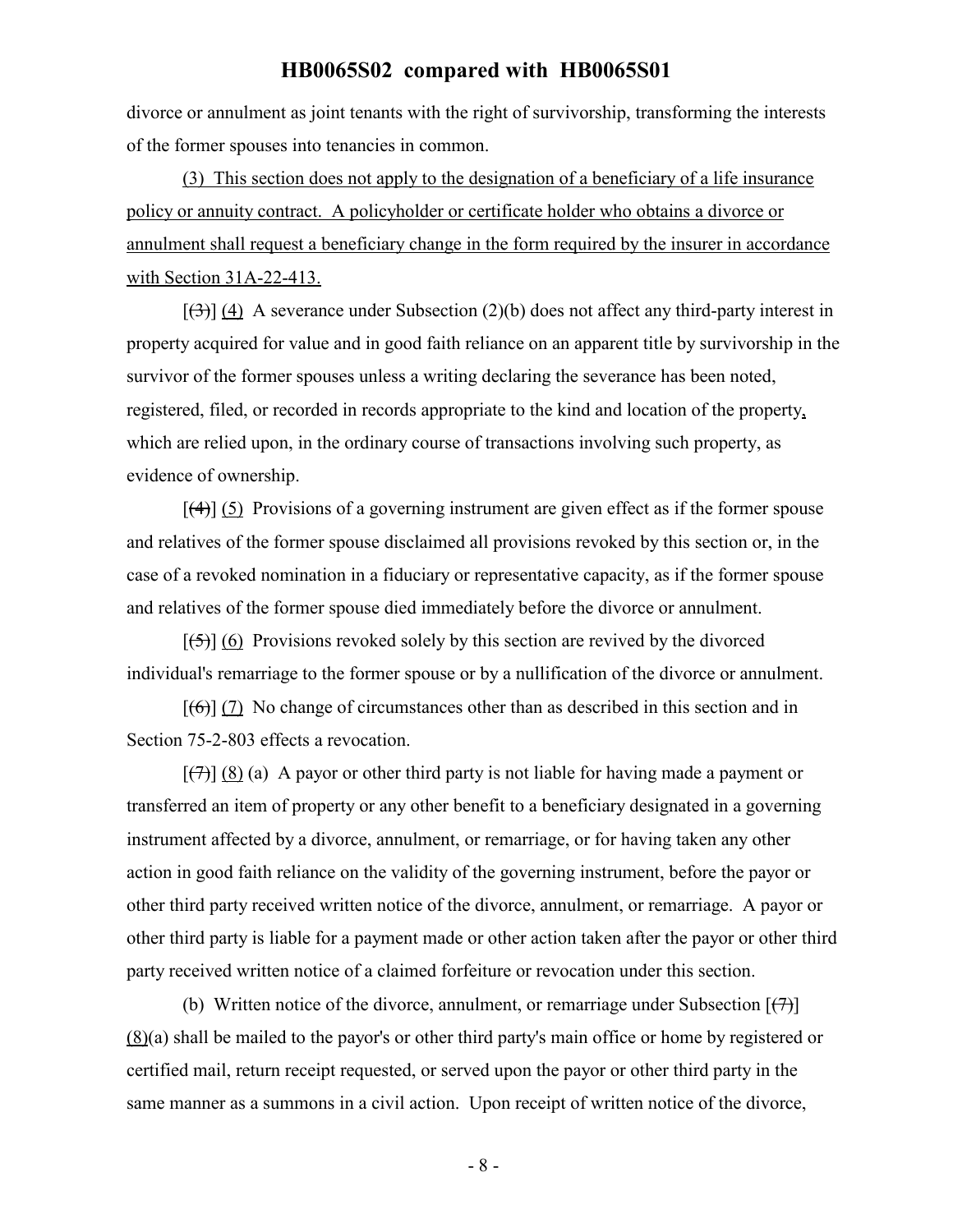divorce or annulment as joint tenants with the right of survivorship, transforming the interests of the former spouses into tenancies in common.

(3) This section does not apply to the designation of a beneficiary of a life insurance policy or annuity contract. A policyholder or certificate holder who obtains a divorce or annulment shall request a beneficiary change in the form required by the insurer in accordance with Section 31A-22-413.

[~~(3)~~] (4) A severance under Subsection (2)(b) does not affect any third-party interest in property acquired for value and in good faith reliance on an apparent title by survivorship in the survivor of the former spouses unless a writing declaring the severance has been noted, registered, filed, or recorded in records appropriate to the kind and location of the property, which are relied upon, in the ordinary course of transactions involving such property, as evidence of ownership.

[~~(4)~~] (5) Provisions of a governing instrument are given effect as if the former spouse and relatives of the former spouse disclaimed all provisions revoked by this section or, in the case of a revoked nomination in a fiduciary or representative capacity, as if the former spouse and relatives of the former spouse died immediately before the divorce or annulment.

[~~(5)~~] (6) Provisions revoked solely by this section are revived by the divorced individual's remarriage to the former spouse or by a nullification of the divorce or annulment.

[~~(6)~~] (7) No change of circumstances other than as described in this section and in Section 75-2-803 effects a revocation.

[~~(7)~~] (8) (a) A payor or other third party is not liable for having made a payment or transferred an item of property or any other benefit to a beneficiary designated in a governing instrument affected by a divorce, annulment, or remarriage, or for having taken any other action in good faith reliance on the validity of the governing instrument, before the payor or other third party received written notice of the divorce, annulment, or remarriage. A payor or other third party is liable for a payment made or other action taken after the payor or other third party received written notice of a claimed forfeiture or revocation under this section.

(b) Written notice of the divorce, annulment, or remarriage under Subsection [~~(7)~~] (8)(a) shall be mailed to the payor's or other third party's main office or home by registered or certified mail, return receipt requested, or served upon the payor or other third party in the same manner as a summons in a civil action. Upon receipt of written notice of the divorce,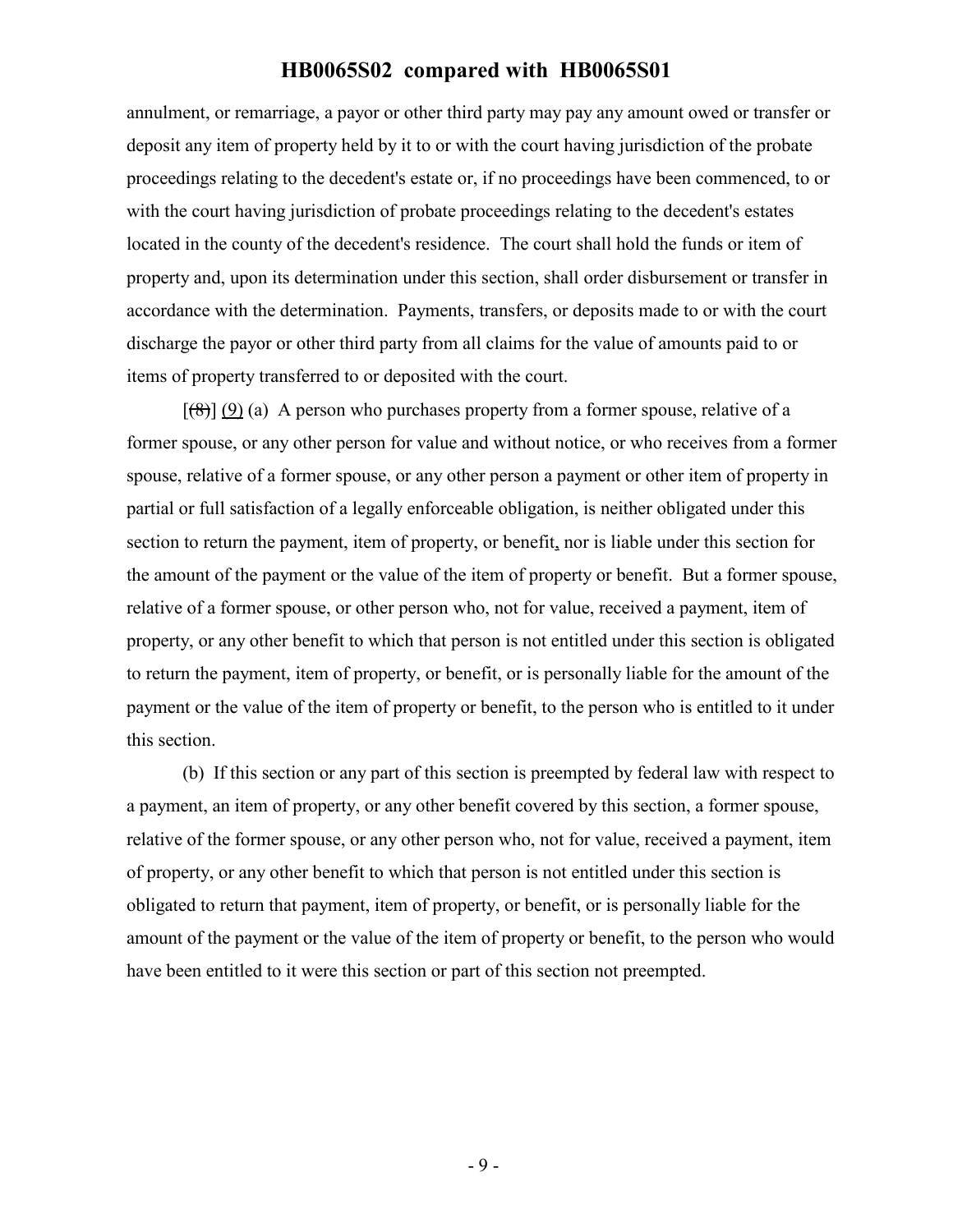annulment, or remarriage, a payor or other third party may pay any amount owed or transfer or deposit any item of property held by it to or with the court having jurisdiction of the probate proceedings relating to the decedent's estate or, if no proceedings have been commenced, to or with the court having jurisdiction of probate proceedings relating to the decedent's estates located in the county of the decedent's residence. The court shall hold the funds or item of property and, upon its determination under this section, shall order disbursement or transfer in accordance with the determination. Payments, transfers, or deposits made to or with the court discharge the payor or other third party from all claims for the value of amounts paid to or items of property transferred to or deposited with the court.

[~~(8)~~] (9) (a) A person who purchases property from a former spouse, relative of a former spouse, or any other person for value and without notice, or who receives from a former spouse, relative of a former spouse, or any other person a payment or other item of property in partial or full satisfaction of a legally enforceable obligation, is neither obligated under this section to return the payment, item of property, or benefit, nor is liable under this section for the amount of the payment or the value of the item of property or benefit. But a former spouse, relative of a former spouse, or other person who, not for value, received a payment, item of property, or any other benefit to which that person is not entitled under this section is obligated to return the payment, item of property, or benefit, or is personally liable for the amount of the payment or the value of the item of property or benefit, to the person who is entitled to it under this section.

(b) If this section or any part of this section is preempted by federal law with respect to a payment, an item of property, or any other benefit covered by this section, a former spouse, relative of the former spouse, or any other person who, not for value, received a payment, item of property, or any other benefit to which that person is not entitled under this section is obligated to return that payment, item of property, or benefit, or is personally liable for the amount of the payment or the value of the item of property or benefit, to the person who would have been entitled to it were this section or part of this section not preempted.